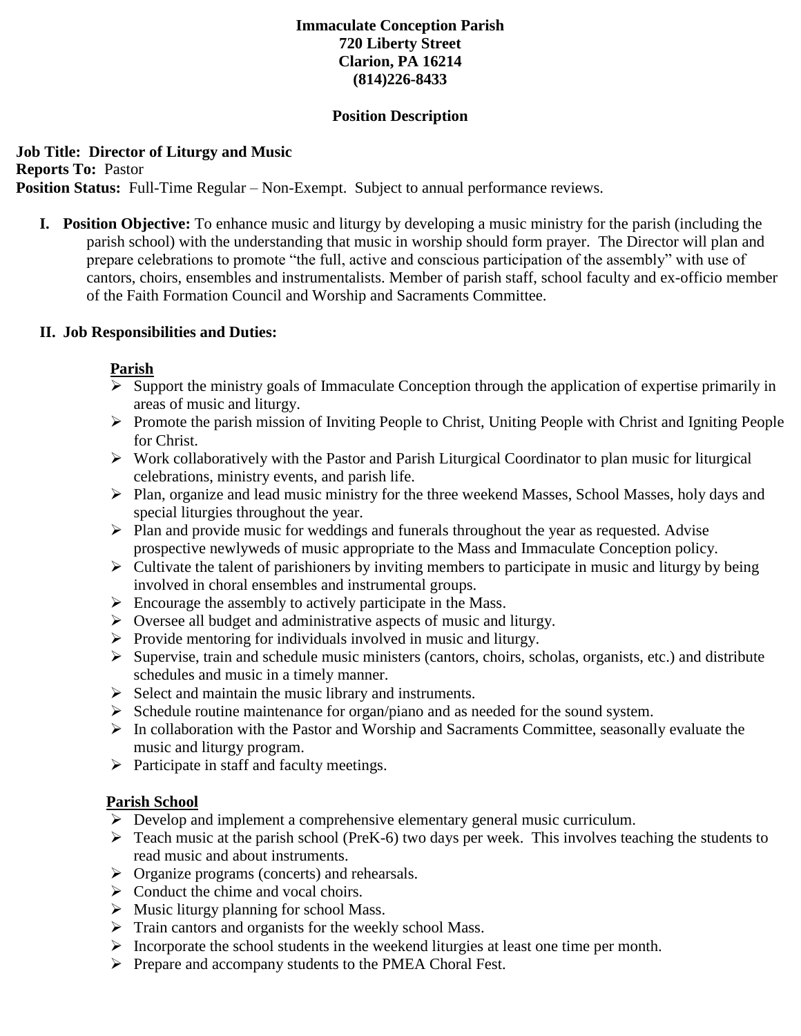**Immaculate Conception Parish**
**720 Liberty Street**
**Clarion, PA 16214**
**(814)226-8433**

**Position Description**

**Job Title: Director of Liturgy and Music**
**Reports To:** Pastor
**Position Status:** Full-Time Regular – Non-Exempt. Subject to annual performance reviews.

**I. Position Objective:** To enhance music and liturgy by developing a music ministry for the parish (including the parish school) with the understanding that music in worship should form prayer. The Director will plan and prepare celebrations to promote "the full, active and conscious participation of the assembly" with use of cantors, choirs, ensembles and instrumentalists. Member of parish staff, school faculty and ex-officio member of the Faith Formation Council and Worship and Sacraments Committee.

**II. Job Responsibilities and Duties:**

**Parish**

- Support the ministry goals of Immaculate Conception through the application of expertise primarily in areas of music and liturgy.
- Promote the parish mission of Inviting People to Christ, Uniting People with Christ and Igniting People for Christ.
- Work collaboratively with the Pastor and Parish Liturgical Coordinator to plan music for liturgical celebrations, ministry events, and parish life.
- Plan, organize and lead music ministry for the three weekend Masses, School Masses, holy days and special liturgies throughout the year.
- Plan and provide music for weddings and funerals throughout the year as requested. Advise prospective newlyweds of music appropriate to the Mass and Immaculate Conception policy.
- Cultivate the talent of parishioners by inviting members to participate in music and liturgy by being involved in choral ensembles and instrumental groups.
- Encourage the assembly to actively participate in the Mass.
- Oversee all budget and administrative aspects of music and liturgy.
- Provide mentoring for individuals involved in music and liturgy.
- Supervise, train and schedule music ministers (cantors, choirs, scholas, organists, etc.) and distribute schedules and music in a timely manner.
- Select and maintain the music library and instruments.
- Schedule routine maintenance for organ/piano and as needed for the sound system.
- In collaboration with the Pastor and Worship and Sacraments Committee, seasonally evaluate the music and liturgy program.
- Participate in staff and faculty meetings.

**Parish School**

- Develop and implement a comprehensive elementary general music curriculum.
- Teach music at the parish school (PreK-6) two days per week. This involves teaching the students to read music and about instruments.
- Organize programs (concerts) and rehearsals.
- Conduct the chime and vocal choirs.
- Music liturgy planning for school Mass.
- Train cantors and organists for the weekly school Mass.
- Incorporate the school students in the weekend liturgies at least one time per month.
- Prepare and accompany students to the PMEA Choral Fest.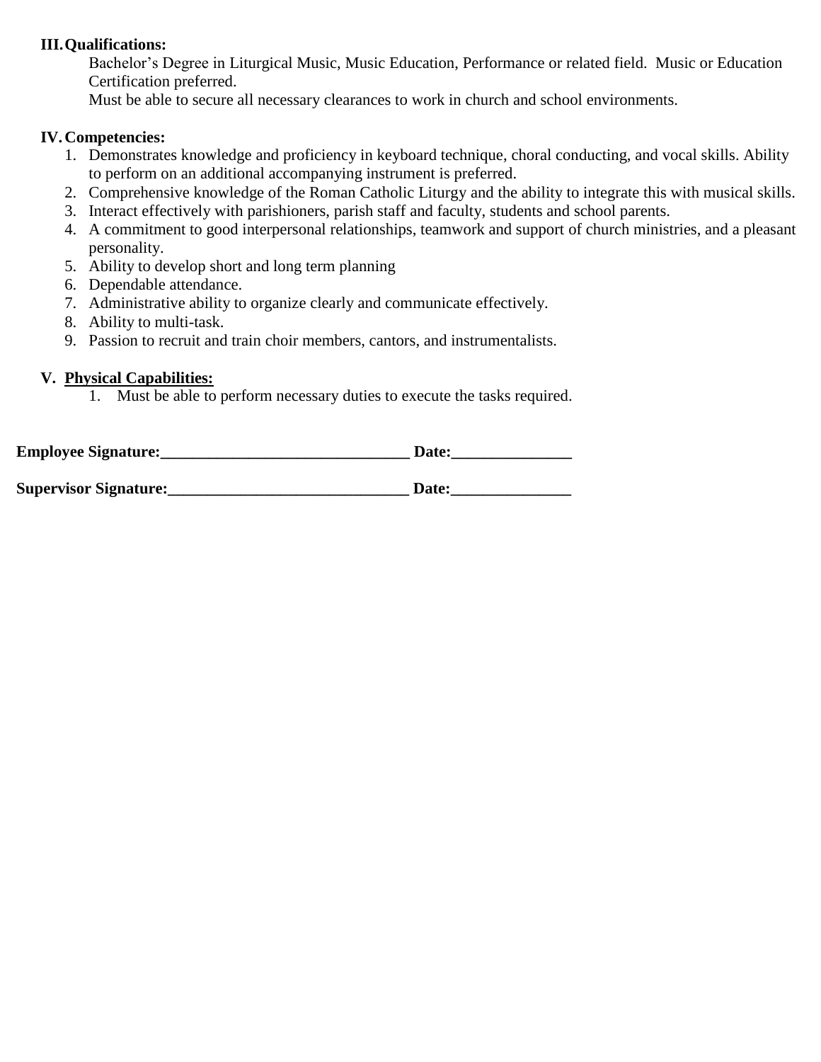**III. Qualifications:**

Bachelor's Degree in Liturgical Music, Music Education, Performance or related field. Music or Education Certification preferred.

Must be able to secure all necessary clearances to work in church and school environments.

**IV. Competencies:**

1. Demonstrates knowledge and proficiency in keyboard technique, choral conducting, and vocal skills. Ability to perform on an additional accompanying instrument is preferred.
2. Comprehensive knowledge of the Roman Catholic Liturgy and the ability to integrate this with musical skills.
3. Interact effectively with parishioners, parish staff and faculty, students and school parents.
4. A commitment to good interpersonal relationships, teamwork and support of church ministries, and a pleasant personality.
5. Ability to develop short and long term planning
6. Dependable attendance.
7. Administrative ability to organize clearly and communicate effectively.
8. Ability to multi-task.
9. Passion to recruit and train choir members, cantors, and instrumentalists.

**V. Physical Capabilities:**

1. Must be able to perform necessary duties to execute the tasks required.

**Employee Signature:_______________________________ Date:_______________**

**Supervisor Signature:______________________________ Date:_______________**